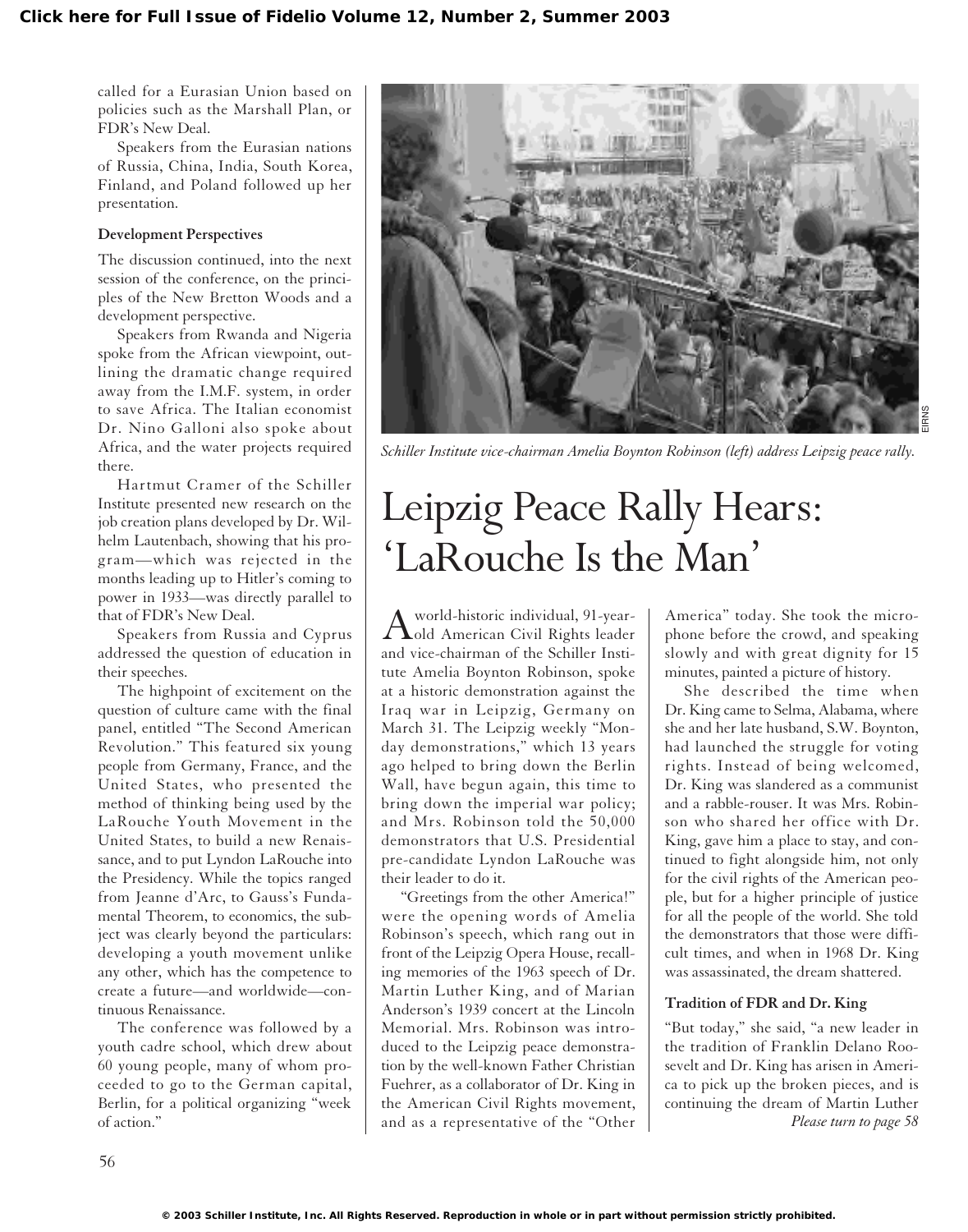called for a Eurasian Union based on policies such as the Marshall Plan, or FDR's New Deal.

Speakers from the Eurasian nations of Russia, China, India, South Korea, Finland, and Poland followed up her presentation.

**Development Perspectives**

The discussion continued, into the next session of the conference, on the principles of the New Bretton Woods and a development perspective.

Speakers from Rwanda and Nigeria spoke from the African viewpoint, outlining the dramatic change required away from the I.M.F. system, in order to save Africa. The Italian economist Dr. Nino Galloni also spoke about Africa, and the water projects required there.

Hartmut Cramer of the Schiller Institute presented new research on the job creation plans developed by Dr. Wilhelm Lautenbach, showing that his program—which was rejected in the months leading up to Hitler's coming to power in 1933—was directly parallel to that of FDR's New Deal.

Speakers from Russia and Cyprus addressed the question of education in their speeches.

The highpoint of excitement on the question of culture came with the final panel, entitled "The Second American Revolution." This featured six young people from Germany, France, and the United States, who presented the method of thinking being used by the LaRouche Youth Movement in the United States, to build a new Renaissance, and to put Lyndon LaRouche into the Presidency. While the topics ranged from Jeanne d'Arc, to Gauss's Fundamental Theorem, to economics, the subject was clearly beyond the particulars: developing a youth movement unlike any other, which has the competence to create a future—and worldwide—continuous Renaissance.

The conference was followed by a youth cadre school, which drew about 60 young people, many of whom proceeded to go to the German capital, Berlin, for a political organizing "week of action."

EIRNS

*Schiller Institute vice-chairman Amelia Boynton Robinson (left) address Leipzig peace rally.*

# Leipzig Peace Rally Hears: 'LaRouche Is the Man'

A world-historic individual, 91-year-old American Civil Rights leader and vice-chairman of the Schiller Institute Amelia Boynton Robinson, spoke at a historic demonstration against the Iraq war in Leipzig, Germany on March 31. The Leipzig weekly "Monday demonstrations," which 13 years ago helped to bring down the Berlin Wall, have begun again, this time to bring down the imperial war policy; and Mrs. Robinson told the 50,000 demonstrators that U.S. Presidential pre-candidate Lyndon LaRouche was their leader to do it.

"Greetings from the other America!" were the opening words of Amelia Robinson's speech, which rang out in front of the Leipzig Opera House, recalling memories of the 1963 speech of Dr. Martin Luther King, and of Marian Anderson's 1939 concert at the Lincoln Memorial. Mrs. Robinson was introduced to the Leipzig peace demonstration by the well-known Father Christian Fuehrer, as a collaborator of Dr. King in the American Civil Rights movement, and as a representative of the "Other America" today. She took the microphone before the crowd, and speaking slowly and with great dignity for 15 minutes, painted a picture of history.

She described the time when Dr. King came to Selma, Alabama, where she and her late husband, S.W. Boynton, had launched the struggle for voting rights. Instead of being welcomed, Dr. King was slandered as a communist and a rabble-rouser. It was Mrs. Robinson who shared her office with Dr. King, gave him a place to stay, and continued to fight alongside him, not only for the civil rights of the American people, but for a higher principle of justice for all the people of the world. She told the demonstrators that those were difficult times, and when in 1968 Dr. King was assassinated, the dream shattered.

**Tradition of FDR and Dr. King**

"But today," she said, "a new leader in the tradition of Franklin Delano Roosevelt and Dr. King has arisen in America to pick up the broken pieces, and is continuing the dream of Martin Luther

*Please turn to page 58*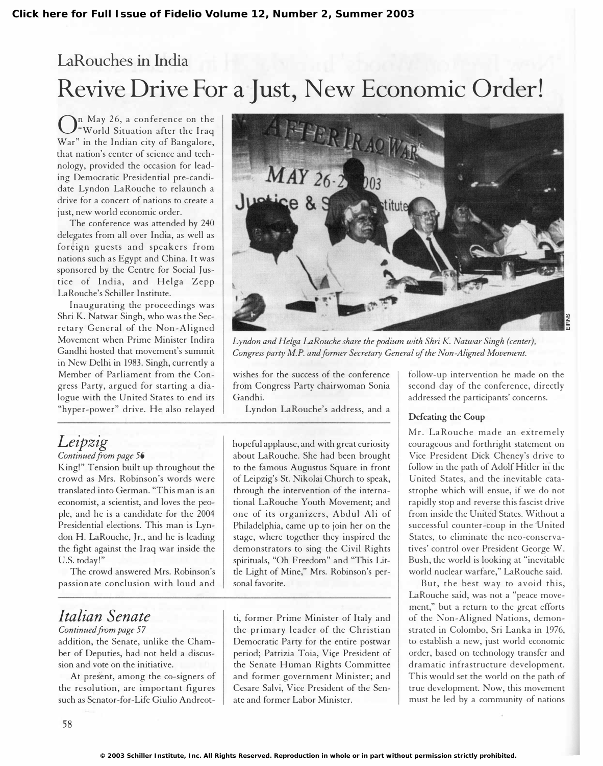Click here for Full Issue of Fidelio Volume 12, Number 2, Summer 2003

## LaRouches in India

# Revive Drive For a Just, New Economic Order!

On May 26, a conference on the "World Situation after the Iraq War" in the Indian city of Bangalore, that nation's center of science and technology, provided the occasion for leading Democratic Presidential pre-candidate Lyndon LaRouche to relaunch a drive for a concert of nations to create a just, new world economic order.

The conference was attended by 240 delegates from all over India, as well as foreign guests and speakers from nations such as Egypt and China. It was sponsored by the Centre for Social Justice of India, and Helga Zepp LaRouche's Schiller Institute.

Inaugurating the proceedings was Shri K. Natwar Singh, who was the Secretary General of the Non-Aligned Movement when Prime Minister Indira Gandhi hosted that movement's summit in New Delhi in 1983. Singh, currently a Member of Parliament from the Congress Party, argued for starting a dialogue with the United States to end its "hyper-power" drive. He also relayed wishes for the success of the conference from Congress Party chairwoman Sonia Gandhi.

*Lyndon and Helga LaRouche share the podium with Shri K. Natwar Singh (center), Congress party M.P. and former Secretary General of the Non-Aligned Movement.*

Lyndon LaRouche's address, and a follow-up intervention he made on the second day of the conference, directly addressed the participants' concerns.

### Defeating the Coup

Mr. LaRouche made an extremely courageous and forthright statement on Vice President Dick Cheney's drive to follow in the path of Adolf Hitler in the United States, and the inevitable catastrophe which will ensue, if we do not rapidly stop and reverse this fascist drive from inside the United States. Without a successful counter-coup in the United States, to eliminate the neo-conservatives' control over President George W. Bush, the world is looking at "inevitable world nuclear warfare," LaRouche said.

But, the best way to avoid this, LaRouche said, was not a "peace movement," but a return to the great efforts of the Non-Aligned Nations, demonstrated in Colombo, Sri Lanka in 1976, to establish a new, just world economic order, based on technology transfer and dramatic infrastructure development. This would set the world on the path of true development. Now, this movement must be led by a community of nations

---

## *Leipzig*

*Continued from page 56*

King!" Tension built up throughout the crowd as Mrs. Robinson's words were translated into German. "This man is an economist, a scientist, and loves the people, and he is a candidate for the 2004 Presidential elections. This man is Lyndon H. LaRouche, Jr., and he is leading the fight against the Iraq war inside the U.S. today!"

The crowd answered Mrs. Robinson's passionate conclusion with loud and hopeful applause, and with great curiosity about LaRouche. She had been brought to the famous Augustus Square in front of Leipzig's St. Nikolai Church to speak, through the intervention of the international LaRouche Youth Movement; and one of its organizers, Abdul Ali of Philadelphia, came up to join her on the stage, where together they inspired the demonstrators to sing the Civil Rights spirituals, "Oh Freedom" and "This Little Light of Mine," Mrs. Robinson's personal favorite.

---

## *Italian Senate*

*Continued from page 57*

addition, the Senate, unlike the Chamber of Deputies, had not held a discussion and vote on the initiative.

At present, among the co-signers of the resolution, are important figures such as Senator-for-Life Giulio Andreotti, former Prime Minister of Italy and the primary leader of the Christian Democratic Party for the entire postwar period; Patrizia Toia, Vice President of the Senate Human Rights Committee and former government Minister; and Cesare Salvi, Vice President of the Senate and former Labor Minister.

© 2003 Schiller Institute, Inc. All Rights Reserved. Reproduction in whole or in part without permission strictly prohibited.